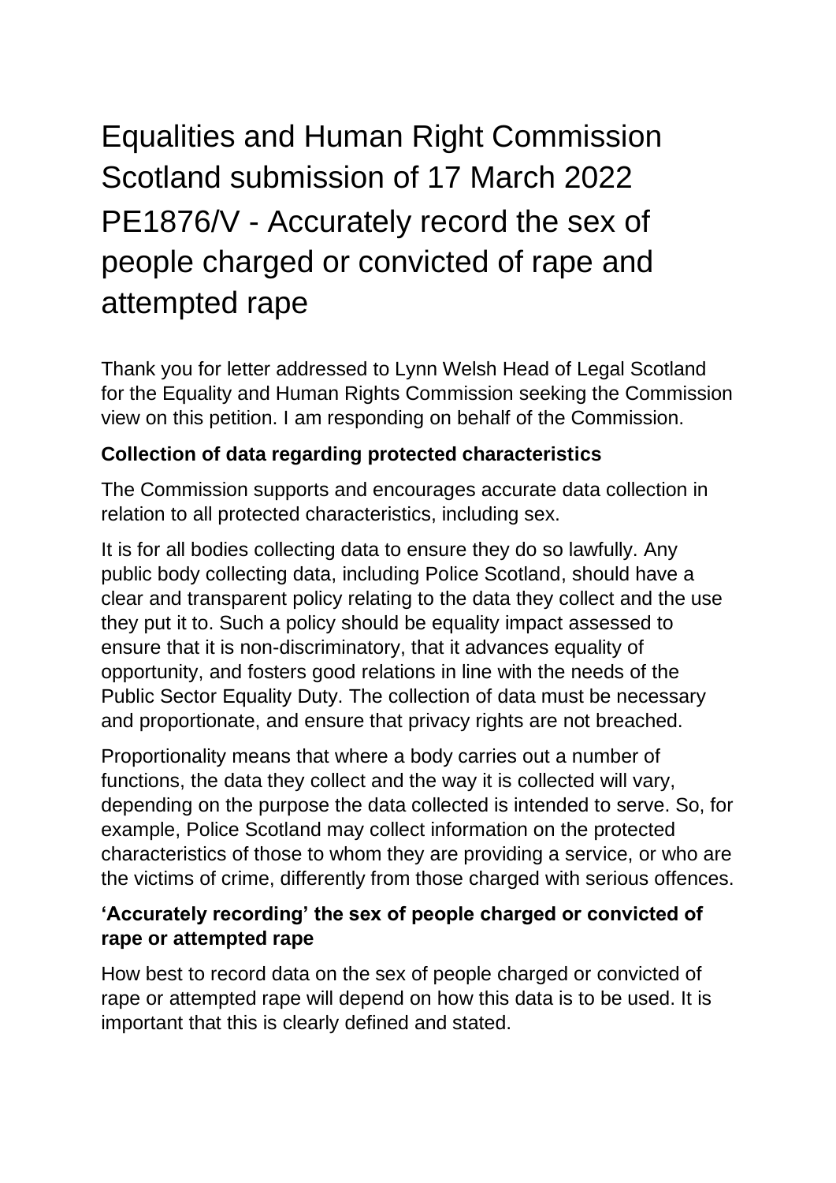# Equalities and Human Right Commission Scotland submission of 17 March 2022 PE1876/V - Accurately record the sex of people charged or convicted of rape and attempted rape

Thank you for letter addressed to Lynn Welsh Head of Legal Scotland for the Equality and Human Rights Commission seeking the Commission view on this petition. I am responding on behalf of the Commission.

### Collection of data regarding protected characteristics

The Commission supports and encourages accurate data collection in relation to all protected characteristics, including sex.

It is for all bodies collecting data to ensure they do so lawfully. Any public body collecting data, including Police Scotland, should have a clear and transparent policy relating to the data they collect and the use they put it to. Such a policy should be equality impact assessed to ensure that it is non-discriminatory, that it advances equality of opportunity, and fosters good relations in line with the needs of the Public Sector Equality Duty. The collection of data must be necessary and proportionate, and ensure that privacy rights are not breached.

Proportionality means that where a body carries out a number of functions, the data they collect and the way it is collected will vary, depending on the purpose the data collected is intended to serve. So, for example, Police Scotland may collect information on the protected characteristics of those to whom they are providing a service, or who are the victims of crime, differently from those charged with serious offences.

### 'Accurately recording' the sex of people charged or convicted of rape or attempted rape

How best to record data on the sex of people charged or convicted of rape or attempted rape will depend on how this data is to be used. It is important that this is clearly defined and stated.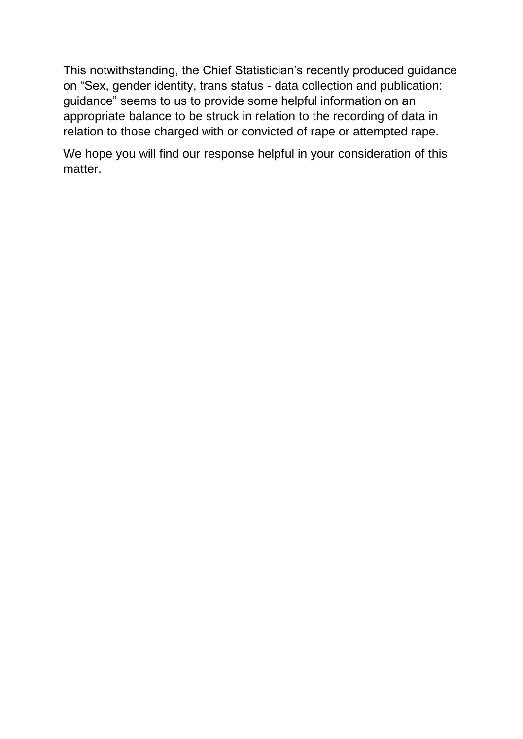This notwithstanding, the Chief Statistician's recently produced guidance on "Sex, gender identity, trans status - data collection and publication: guidance" seems to us to provide some helpful information on an appropriate balance to be struck in relation to the recording of data in relation to those charged with or convicted of rape or attempted rape.

We hope you will find our response helpful in your consideration of this matter.